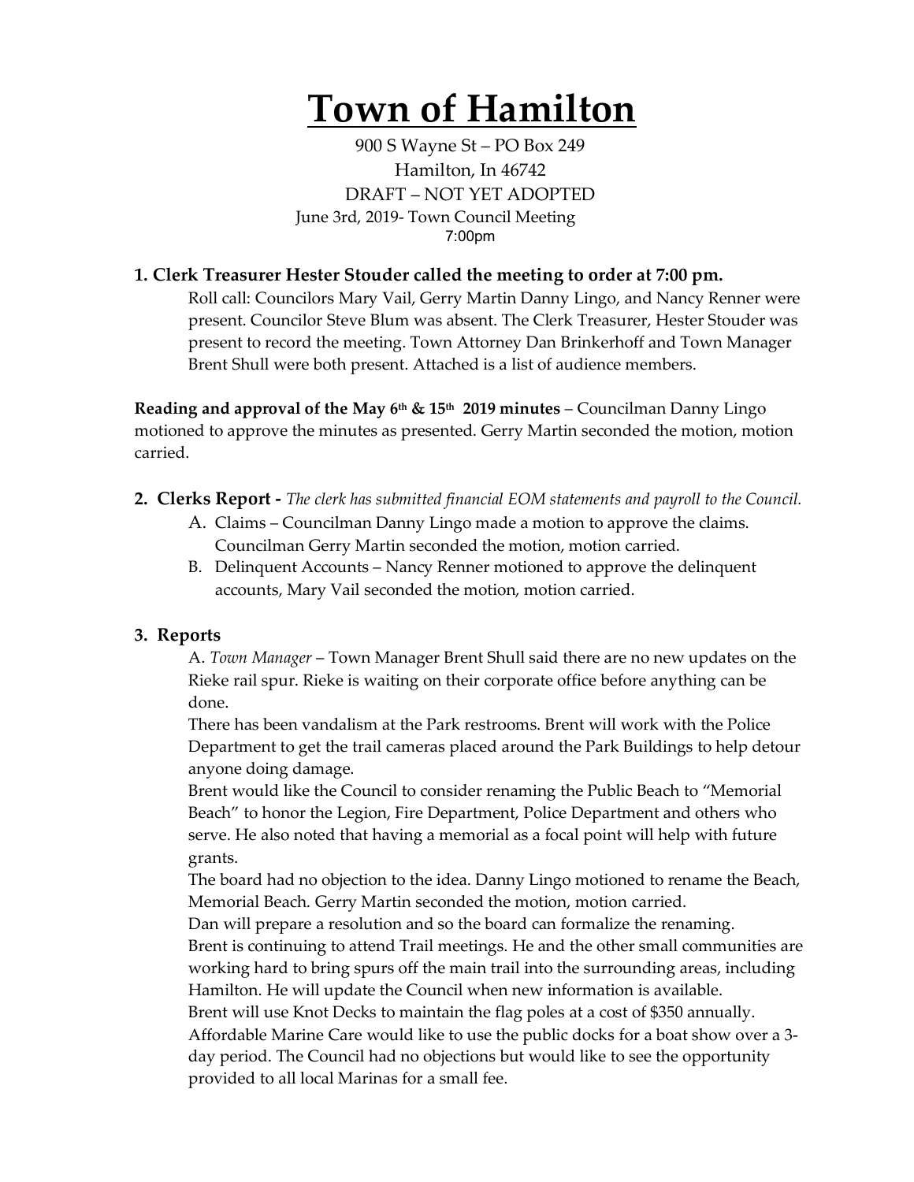# Town of Hamilton

900 S Wayne St – PO Box 249
Hamilton, In 46742
DRAFT – NOT YET ADOPTED
June 3rd, 2019- Town Council Meeting
7:00pm

### 1. Clerk Treasurer Hester Stouder called the meeting to order at 7:00 pm.

Roll call: Councilors Mary Vail, Gerry Martin Danny Lingo, and Nancy Renner were present. Councilor Steve Blum was absent. The Clerk Treasurer, Hester Stouder was present to record the meeting. Town Attorney Dan Brinkerhoff and Town Manager Brent Shull were both present. Attached is a list of audience members.

**Reading and approval of the May 6th & 15th 2019 minutes** – Councilman Danny Lingo motioned to approve the minutes as presented. Gerry Martin seconded the motion, motion carried.

### 2. Clerks Report - *The clerk has submitted financial EOM statements and payroll to the Council.*

A. Claims – Councilman Danny Lingo made a motion to approve the claims. Councilman Gerry Martin seconded the motion, motion carried.

B. Delinquent Accounts – Nancy Renner motioned to approve the delinquent accounts, Mary Vail seconded the motion, motion carried.

### 3. Reports

A. *Town Manager* – Town Manager Brent Shull said there are no new updates on the Rieke rail spur. Rieke is waiting on their corporate office before anything can be done.

There has been vandalism at the Park restrooms. Brent will work with the Police Department to get the trail cameras placed around the Park Buildings to help detour anyone doing damage.

Brent would like the Council to consider renaming the Public Beach to "Memorial Beach" to honor the Legion, Fire Department, Police Department and others who serve. He also noted that having a memorial as a focal point will help with future grants.

The board had no objection to the idea. Danny Lingo motioned to rename the Beach, Memorial Beach. Gerry Martin seconded the motion, motion carried.

Dan will prepare a resolution and so the board can formalize the renaming.

Brent is continuing to attend Trail meetings. He and the other small communities are working hard to bring spurs off the main trail into the surrounding areas, including Hamilton. He will update the Council when new information is available.

Brent will use Knot Decks to maintain the flag poles at a cost of $350 annually.

Affordable Marine Care would like to use the public docks for a boat show over a 3-day period. The Council had no objections but would like to see the opportunity provided to all local Marinas for a small fee.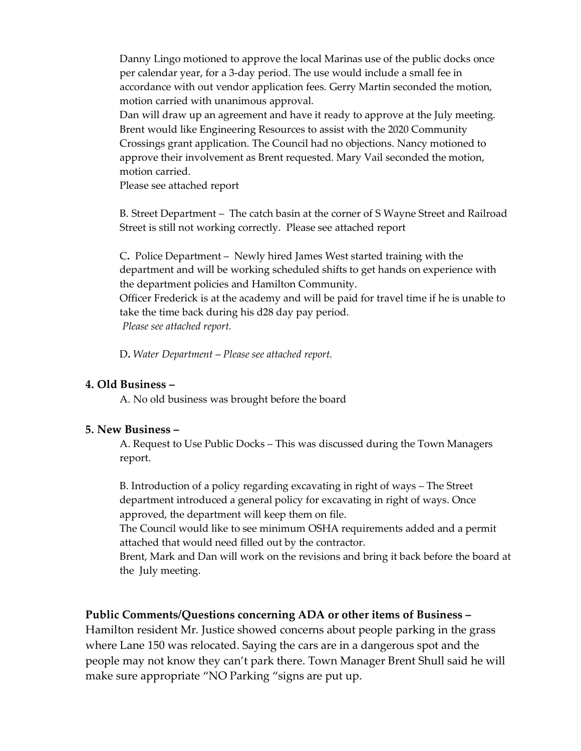Danny Lingo motioned to approve the local Marinas use of the public docks once per calendar year, for a 3-day period. The use would include a small fee in accordance with out vendor application fees. Gerry Martin seconded the motion, motion carried with unanimous approval.

Dan will draw up an agreement and have it ready to approve at the July meeting.

Brent would like Engineering Resources to assist with the 2020 Community Crossings grant application. The Council had no objections. Nancy motioned to approve their involvement as Brent requested. Mary Vail seconded the motion, motion carried.

Please see attached report

B. Street Department – The catch basin at the corner of S Wayne Street and Railroad Street is still not working correctly. Please see attached report

C. Police Department – Newly hired James West started training with the department and will be working scheduled shifts to get hands on experience with the department policies and Hamilton Community.

Officer Frederick is at the academy and will be paid for travel time if he is unable to take the time back during his d28 day pay period.

*Please see attached report.*

D. *Water Department – Please see attached report.*

### 4. Old Business –

A. No old business was brought before the board

### 5. New Business –

A. Request to Use Public Docks – This was discussed during the Town Managers report.

B. Introduction of a policy regarding excavating in right of ways – The Street department introduced a general policy for excavating in right of ways. Once approved, the department will keep them on file.

The Council would like to see minimum OSHA requirements added and a permit attached that would need filled out by the contractor.

Brent, Mark and Dan will work on the revisions and bring it back before the board at the July meeting.

### Public Comments/Questions concerning ADA or other items of Business –

Hamilton resident Mr. Justice showed concerns about people parking in the grass where Lane 150 was relocated. Saying the cars are in a dangerous spot and the people may not know they can't park there. Town Manager Brent Shull said he will make sure appropriate "NO Parking "signs are put up.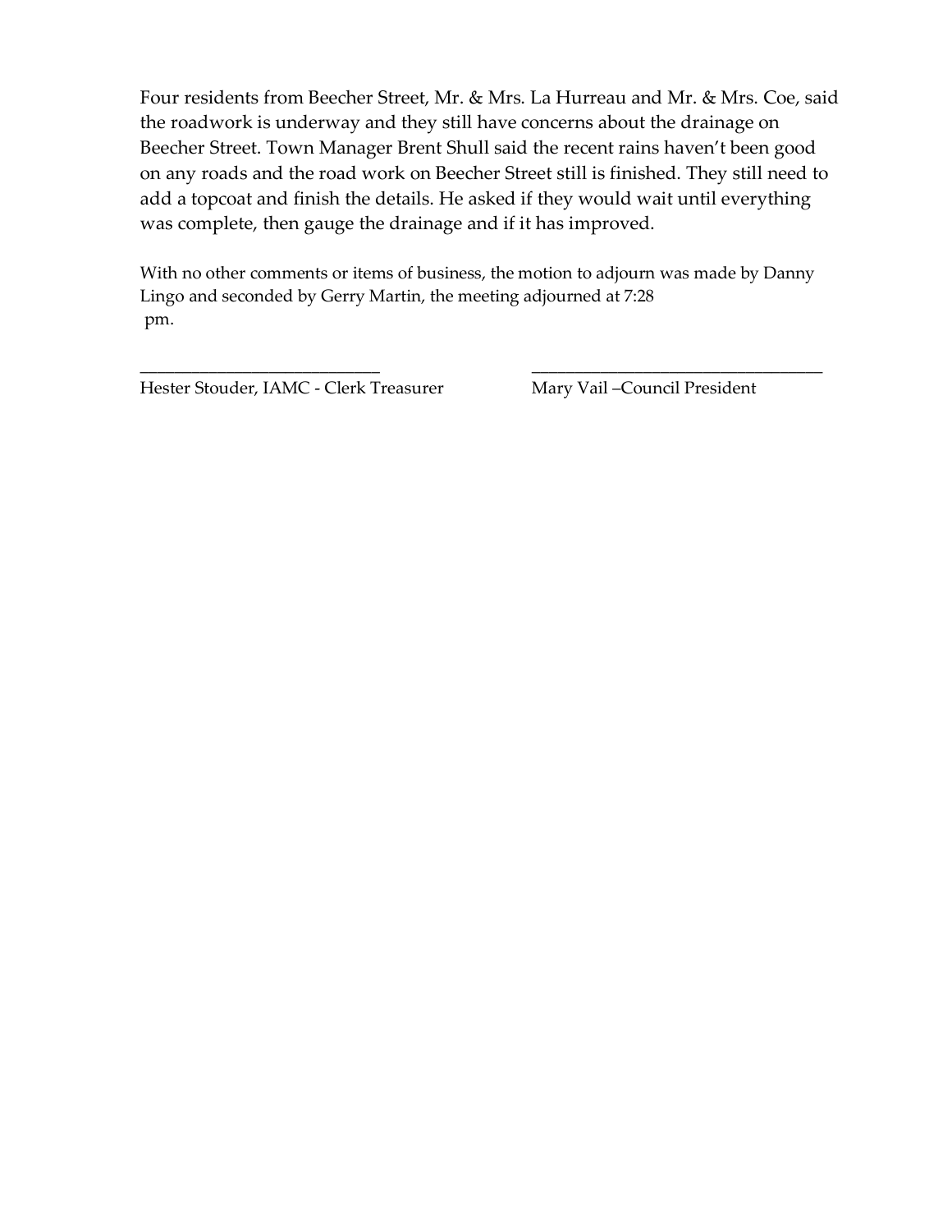Four residents from Beecher Street, Mr. & Mrs. La Hurreau and Mr. & Mrs. Coe, said the roadwork is underway and they still have concerns about the drainage on Beecher Street. Town Manager Brent Shull said the recent rains haven't been good on any roads and the road work on Beecher Street still is finished. They still need to add a topcoat and finish the details. He asked if they would wait until everything was complete, then gauge the drainage and if it has improved.

With no other comments or items of business, the motion to adjourn was made by Danny Lingo and seconded by Gerry Martin, the meeting adjourned at 7:28 pm.

| | |
|---|---|
| ____________________________ | ____________________________________ |
| Hester Stouder, IAMC - Clerk Treasurer | Mary Vail –Council President |